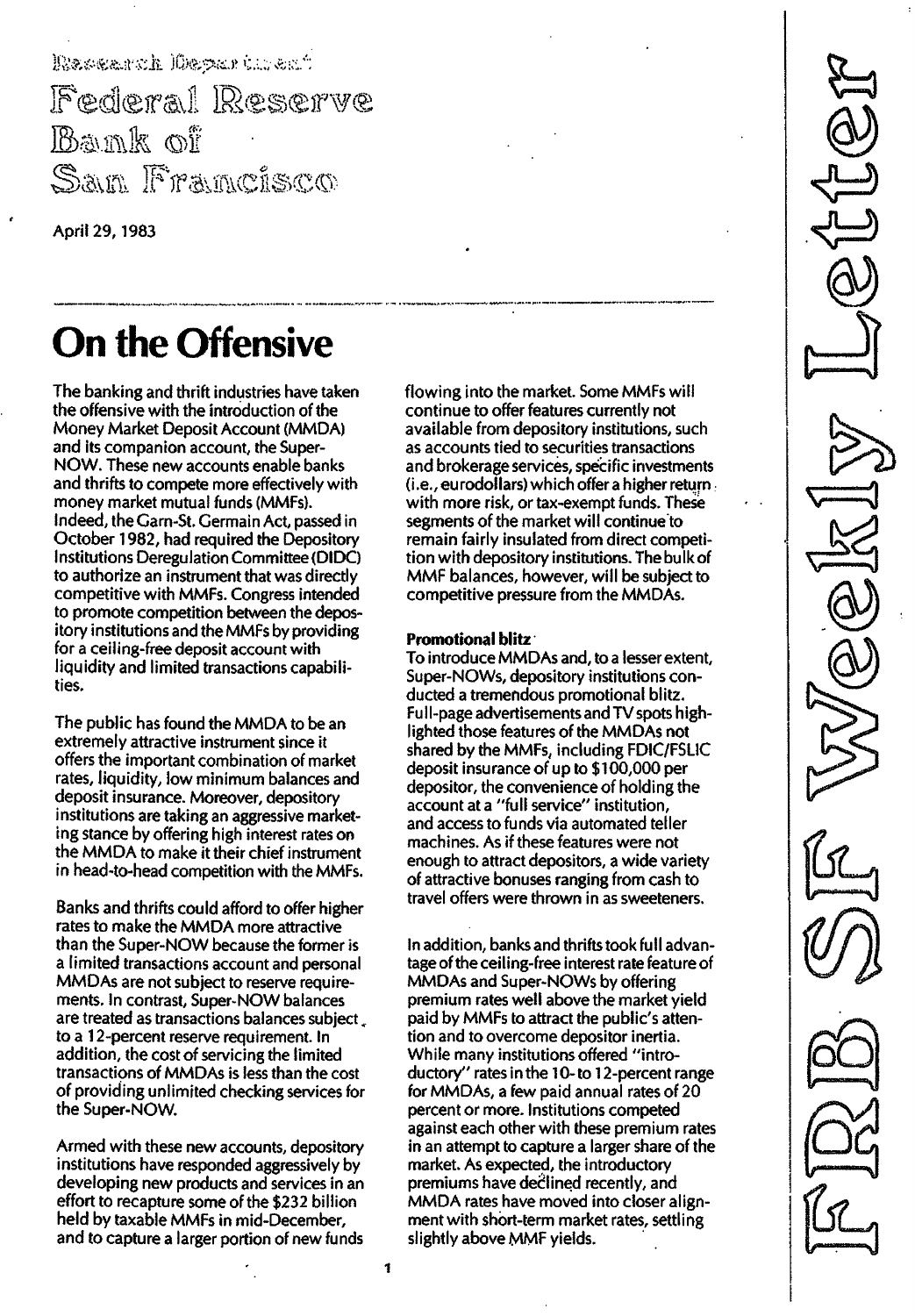Research Department

Federal Reserve Bank of San Francisco

April 29, 1983

# On the Offensive

The banking and thrift industries have taken the offensive with the introduction of the Money Market Deposit Account (MMDA) and its companion account, the Super-NOW. These new accounts enable banks and thrifts to compete more effectively with money market mutual funds (MMFs). Indeed, the Garn-St. Germain Act, passed in October 1982, had required the Depository Institutions Deregulation Committee (DIDC) to authorize an instrument that was directly competitive with MMFs. Congress intended to promote competition between the depository institutions and the MMFs by providing for a ceiling-free deposit account with liquidity and limited transactions capabilities.

The public has found the MMDA to be an extremely attractive instrument since it offers the important combination of market rates, liquidity, low minimum balances and deposit insurance. Moreover, depository institutions are taking an aggressive marketing stance by offering high interest rates on the MMDA to make it their chief instrument in head-to-head competition with the MMFs.

Banks and thrifts could afford to offer higher rates to make the MMDA more attractive than the Super-NOW because the former is a limited transactions account and personal MMDAs are not subject to reserve requirements. In contrast, Super-NOW balances are treated as transactions balances subject to a 12-percent reserve requirement. In addition, the cost of servicing the limited transactions of MMDAs is less than the cost of providing unlimited checking services for the Super-NOW.

Armed with these new accounts, depository institutions have responded aggressively by developing new products and services in an effort to recapture some of the $232 billion held by taxable MMFs in mid-December, and to capture a larger portion of new funds flowing into the market. Some MMFs will continue to offer features currently not available from depository institutions, such as accounts tied to securities transactions and brokerage services, specific investments (i.e., eurodollars) which offer a higher return with more risk, or tax-exempt funds. These segments of the market will continue to remain fairly insulated from direct competition with depository institutions. The bulk of MMF balances, however, will be subject to competitive pressure from the MMDAs.

**Promotional blitz**

To introduce MMDAs and, to a lesser extent, Super-NOWs, depository institutions conducted a tremendous promotional blitz. Full-page advertisements and TV spots highlighted those features of the MMDAs not shared by the MMFs, including FDIC/FSLIC deposit insurance of up to $100,000 per depositor, the convenience of holding the account at a "full service" institution, and access to funds via automated teller machines. As if these features were not enough to attract depositors, a wide variety of attractive bonuses ranging from cash to travel offers were thrown in as sweeteners.

In addition, banks and thrifts took full advantage of the ceiling-free interest rate feature of MMDAs and Super-NOWs by offering premium rates well above the market yield paid by MMFs to attract the public's attention and to overcome depositor inertia. While many institutions offered "introductory" rates in the 10- to 12-percent range for MMDAs, a few paid annual rates of 20 percent or more. Institutions competed against each other with these premium rates in an attempt to capture a larger share of the market. As expected, the introductory premiums have declined recently, and MMDA rates have moved into closer alignment with short-term market rates, settling slightly above MMF yields.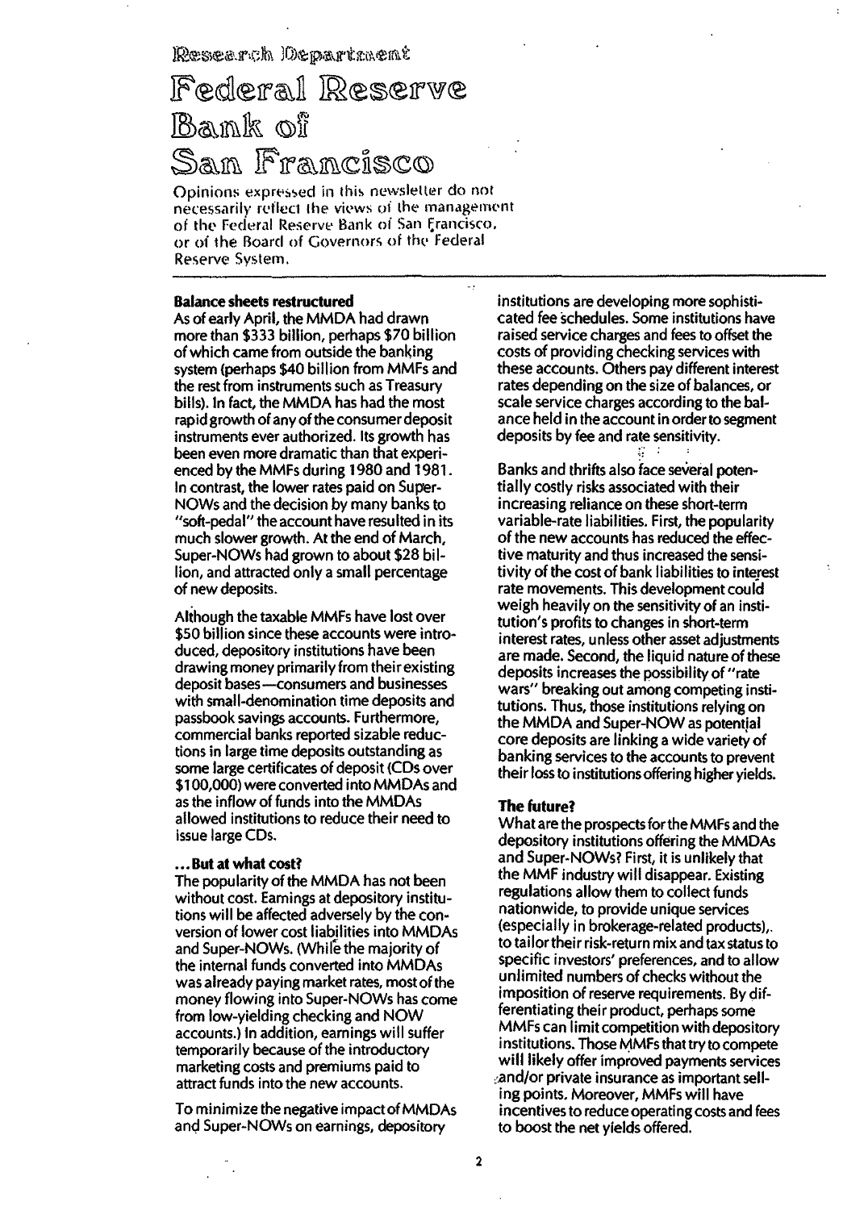Research Department

# Federal Reserve Bank of San Francisco

Opinions expressed in this newsletter do not necessarily reflect the views of the management of the Federal Reserve Bank of San Francisco, or of the Board of Governors of the Federal Reserve System.

**Balance sheets restructured**

As of early April, the MMDA had drawn more than $333 billion, perhaps $70 billion of which came from outside the banking system (perhaps $40 billion from MMFs and the rest from instruments such as Treasury bills). In fact, the MMDA has had the most rapid growth of any of the consumer deposit instruments ever authorized. Its growth has been even more dramatic than that experienced by the MMFs during 1980 and 1981. In contrast, the lower rates paid on Super-NOWs and the decision by many banks to "soft-pedal" the account have resulted in its much slower growth. At the end of March, Super-NOWs had grown to about $28 billion, and attracted only a small percentage of new deposits.

Although the taxable MMFs have lost over $50 billion since these accounts were introduced, depository institutions have been drawing money primarily from their existing deposit bases—consumers and businesses with small-denomination time deposits and passbook savings accounts. Furthermore, commercial banks reported sizable reductions in large time deposits outstanding as some large certificates of deposit (CDs over $100,000) were converted into MMDAs and as the inflow of funds into the MMDAs allowed institutions to reduce their need to issue large CDs.

**...But at what cost?**

The popularity of the MMDA has not been without cost. Earnings at depository institutions will be affected adversely by the conversion of lower cost liabilities into MMDAs and Super-NOWs. (While the majority of the internal funds converted into MMDAs was already paying market rates, most of the money flowing into Super-NOWs has come from low-yielding checking and NOW accounts.) In addition, earnings will suffer temporarily because of the introductory marketing costs and premiums paid to attract funds into the new accounts.

To minimize the negative impact of MMDAs and Super-NOWs on earnings, depository institutions are developing more sophisticated fee schedules. Some institutions have raised service charges and fees to offset the costs of providing checking services with these accounts. Others pay different interest rates depending on the size of balances, or scale service charges according to the balance held in the account in order to segment deposits by fee and rate sensitivity.

Banks and thrifts also face several potentially costly risks associated with their increasing reliance on these short-term variable-rate liabilities. First, the popularity of the new accounts has reduced the effective maturity and thus increased the sensitivity of the cost of bank liabilities to interest rate movements. This development could weigh heavily on the sensitivity of an institution's profits to changes in short-term interest rates, unless other asset adjustments are made. Second, the liquid nature of these deposits increases the possibility of "rate wars" breaking out among competing institutions. Thus, those institutions relying on the MMDA and Super-NOW as potential core deposits are linking a wide variety of banking services to the accounts to prevent their loss to institutions offering higher yields.

**The future?**

What are the prospects for the MMFs and the depository institutions offering the MMDAs and Super-NOWs? First, it is unlikely that the MMF industry will disappear. Existing regulations allow them to collect funds nationwide, to provide unique services (especially in brokerage-related products), to tailor their risk-return mix and tax status to specific investors' preferences, and to allow unlimited numbers of checks without the imposition of reserve requirements. By differentiating their product, perhaps some MMFs can limit competition with depository institutions. Those MMFs that try to compete will likely offer improved payments services and/or private insurance as important selling points. Moreover, MMFs will have incentives to reduce operating costs and fees to boost the net yields offered.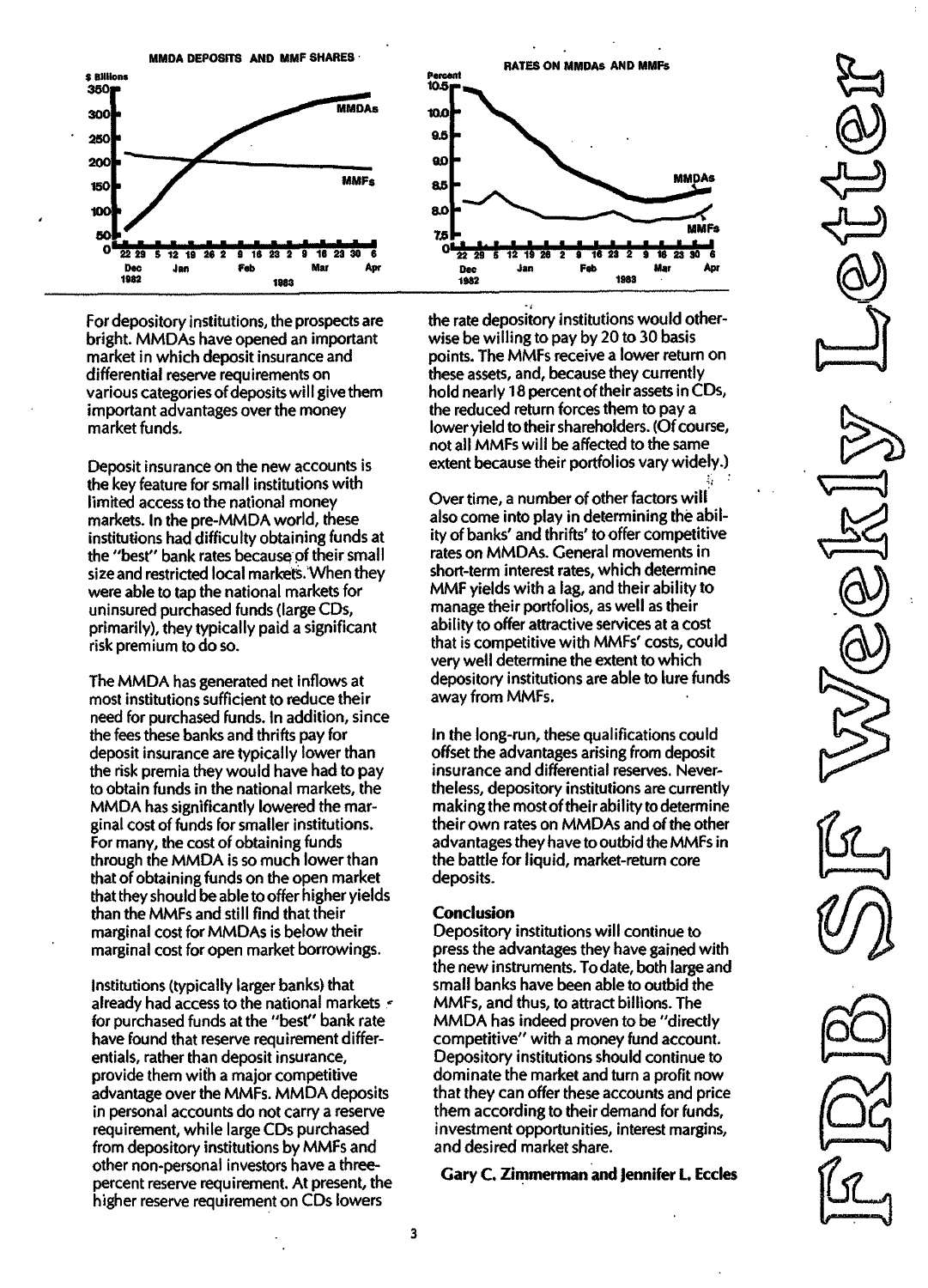MMDA DEPOSITS AND MMF SHARES

RATES ON MMDAs AND MMFs

For depository institutions, the prospects are bright. MMDAs have opened an important market in which deposit insurance and differential reserve requirements on various categories of deposits will give them important advantages over the money market funds.

Deposit insurance on the new accounts is the key feature for small institutions with limited access to the national money markets. In the pre-MMDA world, these institutions had difficulty obtaining funds at the "best" bank rates because of their small size and restricted local markets. When they were able to tap the national markets for uninsured purchased funds (large CDs, primarily), they typically paid a significant risk premium to do so.

The MMDA has generated net inflows at most institutions sufficient to reduce their need for purchased funds. In addition, since the fees these banks and thrifts pay for deposit insurance are typically lower than the risk premia they would have had to pay to obtain funds in the national markets, the MMDA has significantly lowered the marginal cost of funds for smaller institutions. For many, the cost of obtaining funds through the MMDA is so much lower than that of obtaining funds on the open market that they should be able to offer higher yields than the MMFs and still find that their marginal cost for MMDAs is below their marginal cost for open market borrowings.

Institutions (typically larger banks) that already had access to the national markets for purchased funds at the "best" bank rate have found that reserve requirement differentials, rather than deposit insurance, provide them with a major competitive advantage over the MMFs. MMDA deposits in personal accounts do not carry a reserve requirement, while large CDs purchased from depository institutions by MMFs and other non-personal investors have a three-percent reserve requirement. At present, the higher reserve requirement on CDs lowers the rate depository institutions would otherwise be willing to pay by 20 to 30 basis points. The MMFs receive a lower return on these assets, and, because they currently hold nearly 18 percent of their assets in CDs, the reduced return forces them to pay a lower yield to their shareholders. (Of course, not all MMFs will be affected to the same extent because their portfolios vary widely.)

Over time, a number of other factors will also come into play in determining the ability of banks' and thrifts' to offer competitive rates on MMDAs. General movements in short-term interest rates, which determine MMF yields with a lag, and their ability to manage their portfolios, as well as their ability to offer attractive services at a cost that is competitive with MMFs' costs, could very well determine the extent to which depository institutions are able to lure funds away from MMFs.

In the long-run, these qualifications could offset the advantages arising from deposit insurance and differential reserves. Nevertheless, depository institutions are currently making the most of their ability to determine their own rates on MMDAs and of the other advantages they have to outbid the MMFs in the battle for liquid, market-return core deposits.

**Conclusion**

Depository institutions will continue to press the advantages they have gained with the new instruments. To date, both large and small banks have been able to outbid the MMFs, and thus, to attract billions. The MMDA has indeed proven to be "directly competitive" with a money fund account. Depository institutions should continue to dominate the market and turn a profit now that they can offer these accounts and price them according to their demand for funds, investment opportunities, interest margins, and desired market share.

**Gary C. Zimmerman and Jennifer L. Eccles**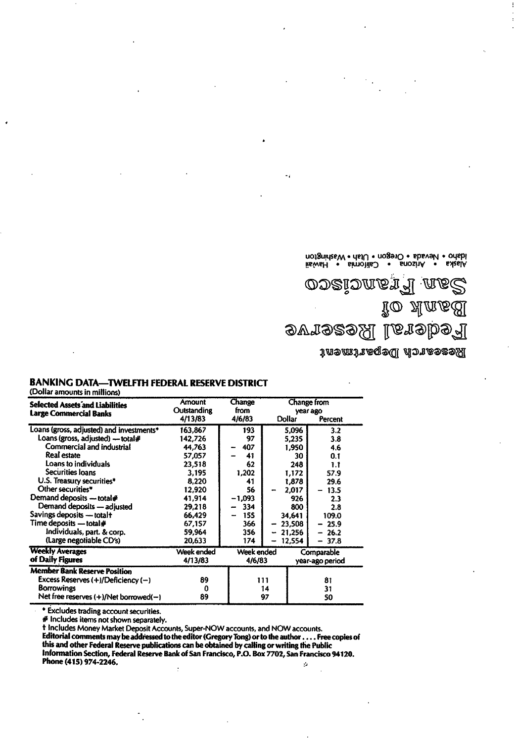Research Department

Federal Reserve

Bank of

San Francisco

Alaska • Arizona • California • Hawaii
Idaho • Nevada • Oregon • Utah • Washington

## BANKING DATA—TWELFTH FEDERAL RESERVE DISTRICT

(Dollar amounts in millions)

| Selected Assets and Liabilities Large Commercial Banks | Amount Outstanding 4/13/83 | Change from 4/6/83 | Change from year ago | |
|---|---|---|---|---|
| | | | Dollar | Percent |
| Loans (gross, adjusted) and investments* | 163,867 | 193 | 5,096 | 3.2 |
| Loans (gross, adjusted) — total# | 142,726 | 97 | 5,235 | 3.8 |
| Commercial and industrial | 44,763 | – 407 | 1,950 | 4.6 |
| Real estate | 57,057 | – 41 | 30 | 0.1 |
| Loans to individuals | 23,518 | 62 | 248 | 1.1 |
| Securities loans | 3,195 | 1,202 | 1,172 | 57.9 |
| U.S. Treasury securities* | 8,220 | 41 | 1,878 | 29.6 |
| Other securities* | 12,920 | 56 | – 2,017 | – 13.5 |
| Demand deposits — total# | 41,914 | –1,093 | 926 | 2.3 |
| Demand deposits — adjusted | 29,218 | – 334 | 800 | 2.8 |
| Savings deposits — total† | 66,429 | – 155 | 34,641 | 109.0 |
| Time deposits — total# | 67,157 | 366 | – 23,508 | – 25.9 |
| Individuals, part. & corp. | 59,964 | 356 | – 21,256 | – 26.2 |
| (Large negotiable CD's) | 20,633 | 174 | – 12,554 | – 37.8 |

| Weekly Averages of Daily Figures | Week ended 4/13/83 | Week ended 4/6/83 | Comparable year-ago period |
|---|---|---|---|
| **Member Bank Reserve Position** | | | |
| Excess Reserves (+)/Deficiency (–) | 89 | 111 | 81 |
| Borrowings | 0 | 14 | 31 |
| Net free reserves (+)/Net borrowed(–) | 89 | 97 | 50 |

\* Excludes trading account securities.

\# Includes items not shown separately.

† Includes Money Market Deposit Accounts, Super-NOW accounts, and NOW accounts.

**Editorial comments may be addressed to the editor (Gregory Tong) or to the author .... Free copies of this and other Federal Reserve publications can be obtained by calling or writing the Public Information Section, Federal Reserve Bank of San Francisco, P.O. Box 7702, San Francisco 94120. Phone (415) 974-2246.**